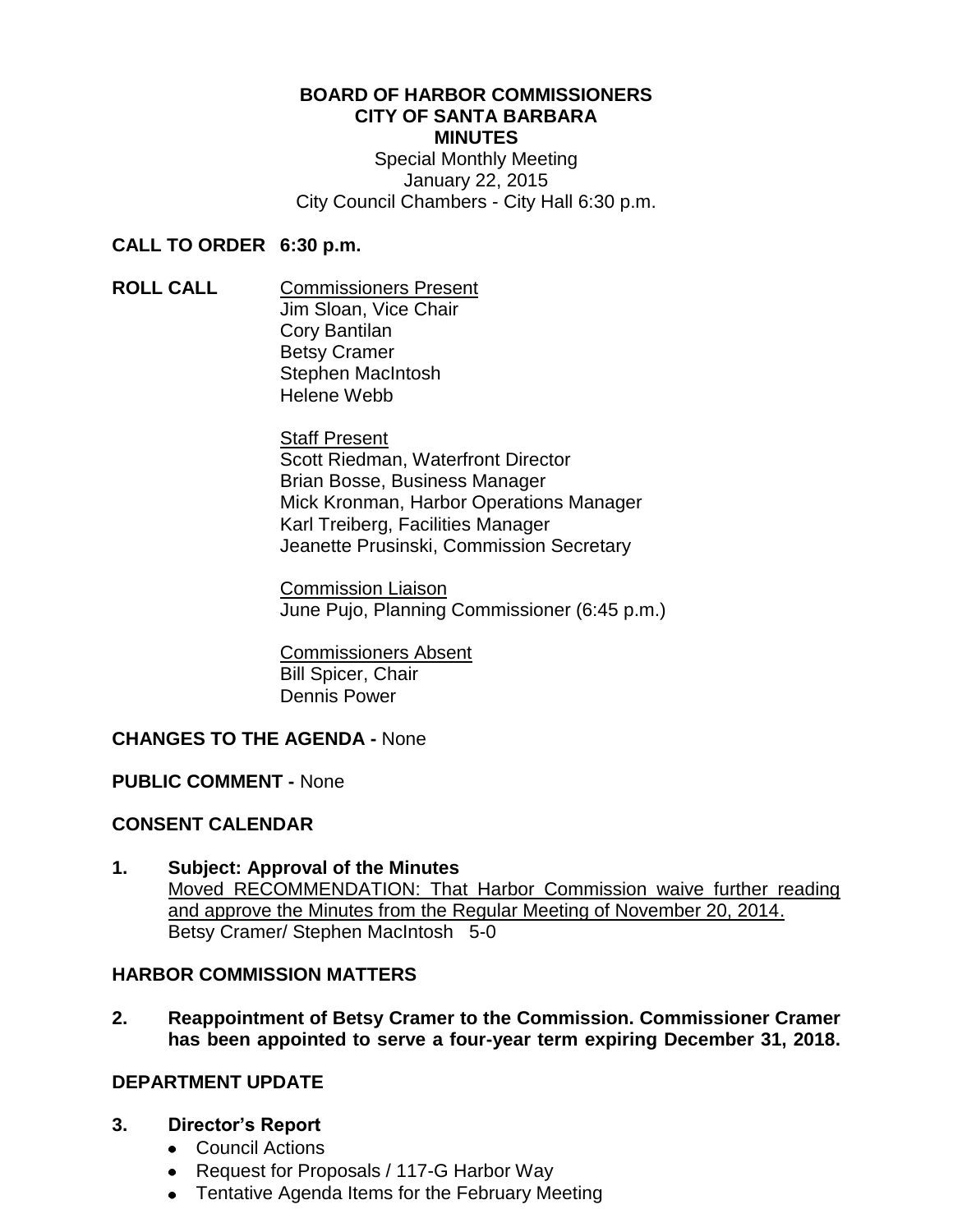**BOARD OF HARBOR COMMISSIONERS**
**CITY OF SANTA BARBARA**
**MINUTES**

Special Monthly Meeting
January 22, 2015
City Council Chambers - City Hall 6:30 p.m.

**CALL TO ORDER 6:30 p.m.**

**ROLL CALL**

Commissioners Present
Jim Sloan, Vice Chair
Cory Bantilan
Betsy Cramer
Stephen MacIntosh
Helene Webb

Staff Present
Scott Riedman, Waterfront Director
Brian Bosse, Business Manager
Mick Kronman, Harbor Operations Manager
Karl Treiberg, Facilities Manager
Jeanette Prusinski, Commission Secretary

Commission Liaison
June Pujo, Planning Commissioner (6:45 p.m.)

Commissioners Absent
Bill Spicer, Chair
Dennis Power

**CHANGES TO THE AGENDA -** None

**PUBLIC COMMENT -** None

**CONSENT CALENDAR**

**1. Subject: Approval of the Minutes**
Moved RECOMMENDATION: That Harbor Commission waive further reading and approve the Minutes from the Regular Meeting of November 20, 2014.
Betsy Cramer/ Stephen MacIntosh 5-0

**HARBOR COMMISSION MATTERS**

**2. Reappointment of Betsy Cramer to the Commission. Commissioner Cramer has been appointed to serve a four-year term expiring December 31, 2018.**

**DEPARTMENT UPDATE**

**3. Director's Report**
- Council Actions
- Request for Proposals / 117-G Harbor Way
- Tentative Agenda Items for the February Meeting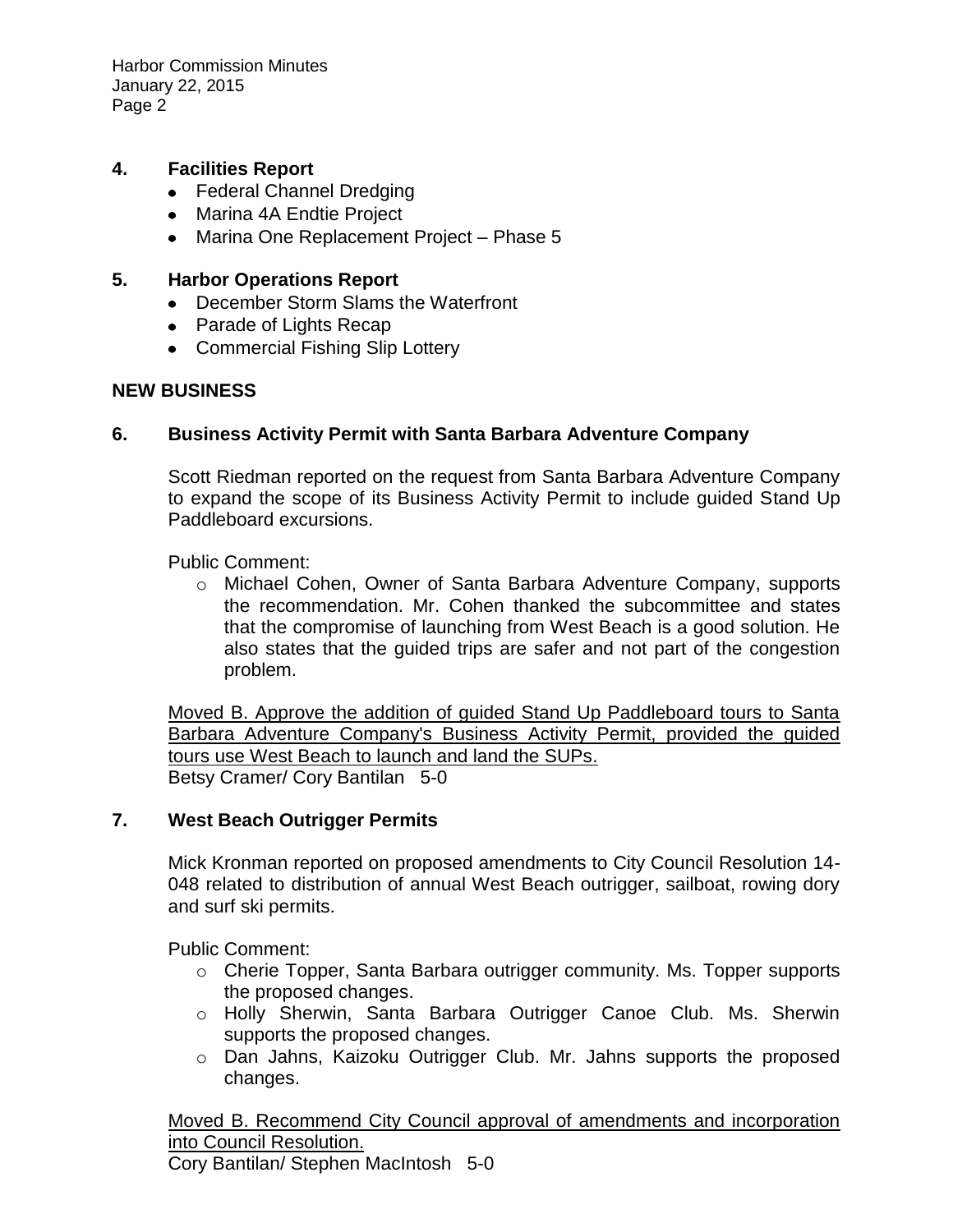## 4. Facilities Report

- Federal Channel Dredging
- Marina 4A Endtie Project
- Marina One Replacement Project – Phase 5

## 5. Harbor Operations Report

- December Storm Slams the Waterfront
- Parade of Lights Recap
- Commercial Fishing Slip Lottery

## NEW BUSINESS

## 6. Business Activity Permit with Santa Barbara Adventure Company

Scott Riedman reported on the request from Santa Barbara Adventure Company to expand the scope of its Business Activity Permit to include guided Stand Up Paddleboard excursions.

Public Comment:

- Michael Cohen, Owner of Santa Barbara Adventure Company, supports the recommendation. Mr. Cohen thanked the subcommittee and states that the compromise of launching from West Beach is a good solution. He also states that the guided trips are safer and not part of the congestion problem.

<u>Moved B. Approve the addition of guided Stand Up Paddleboard tours to Santa Barbara Adventure Company's Business Activity Permit, provided the guided tours use West Beach to launch and land the SUPs.</u>
Betsy Cramer/ Cory Bantilan 5-0

## 7. West Beach Outrigger Permits

Mick Kronman reported on proposed amendments to City Council Resolution 14-048 related to distribution of annual West Beach outrigger, sailboat, rowing dory and surf ski permits.

Public Comment:

- Cherie Topper, Santa Barbara outrigger community. Ms. Topper supports the proposed changes.
- Holly Sherwin, Santa Barbara Outrigger Canoe Club. Ms. Sherwin supports the proposed changes.
- Dan Jahns, Kaizoku Outrigger Club. Mr. Jahns supports the proposed changes.

<u>Moved B. Recommend City Council approval of amendments and incorporation into Council Resolution.</u>
Cory Bantilan/ Stephen MacIntosh 5-0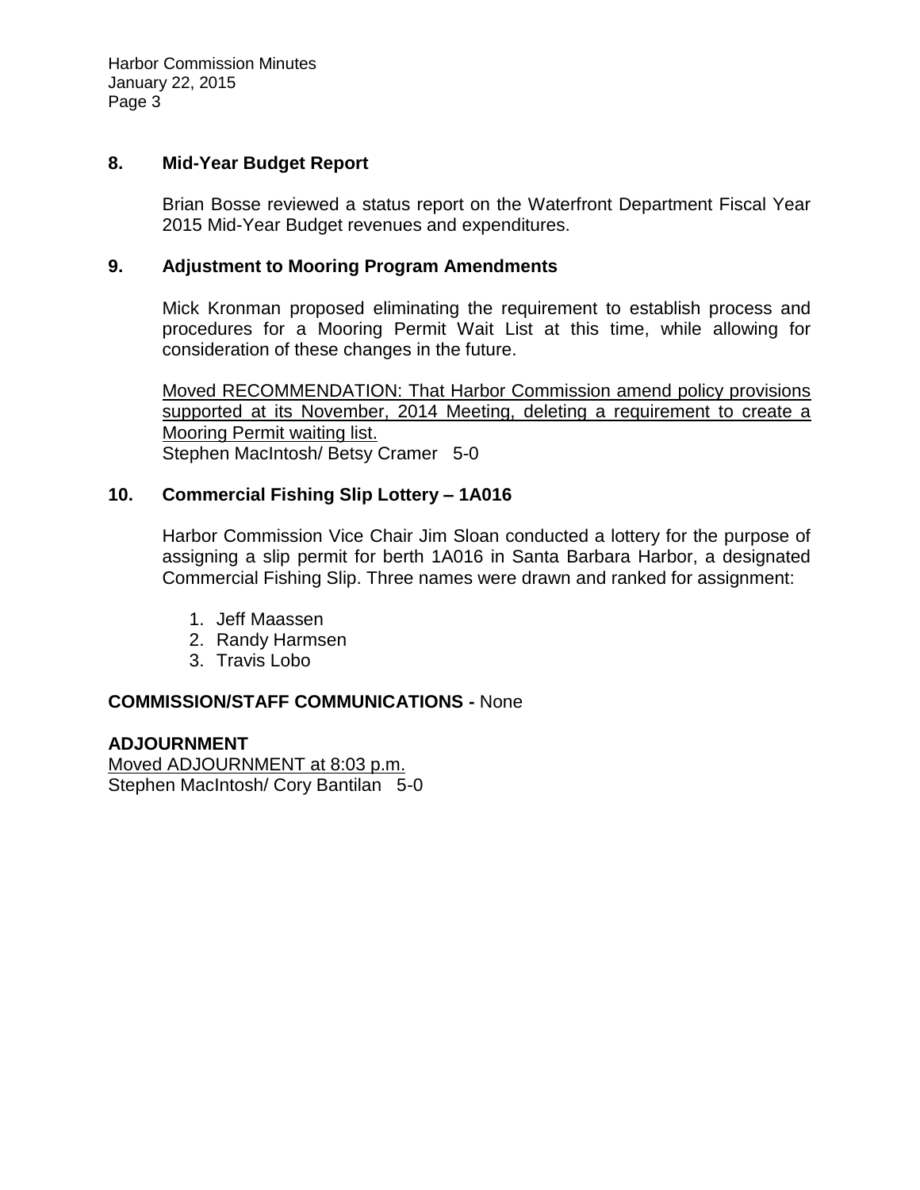**8. Mid-Year Budget Report**

Brian Bosse reviewed a status report on the Waterfront Department Fiscal Year 2015 Mid-Year Budget revenues and expenditures.

**9. Adjustment to Mooring Program Amendments**

Mick Kronman proposed eliminating the requirement to establish process and procedures for a Mooring Permit Wait List at this time, while allowing for consideration of these changes in the future.

<u>Moved RECOMMENDATION: That Harbor Commission amend policy provisions supported at its November, 2014 Meeting, deleting a requirement to create a Mooring Permit waiting list.</u>
Stephen MacIntosh/ Betsy Cramer 5-0

**10. Commercial Fishing Slip Lottery – 1A016**

Harbor Commission Vice Chair Jim Sloan conducted a lottery for the purpose of assigning a slip permit for berth 1A016 in Santa Barbara Harbor, a designated Commercial Fishing Slip. Three names were drawn and ranked for assignment:

1. Jeff Maassen
2. Randy Harmsen
3. Travis Lobo

**COMMISSION/STAFF COMMUNICATIONS -** None

**ADJOURNMENT**
<u>Moved ADJOURNMENT at 8:03 p.m.</u>
Stephen MacIntosh/ Cory Bantilan 5-0